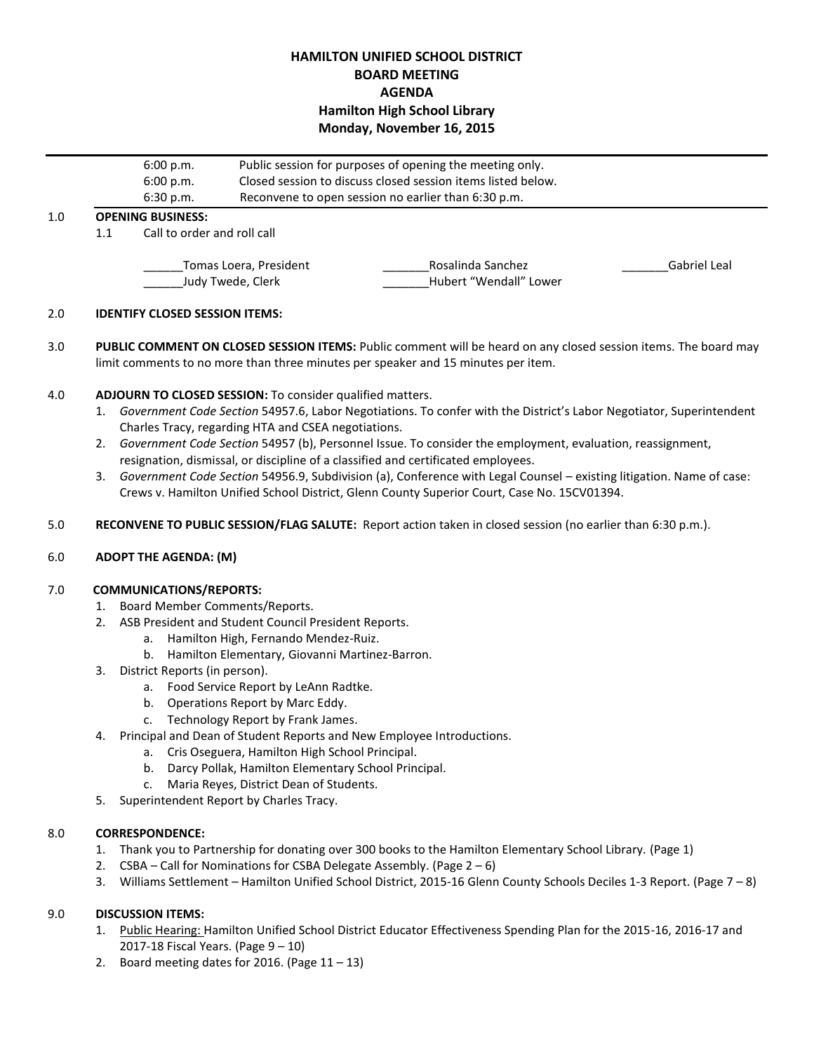# HAMILTON UNIFIED SCHOOL DISTRICT
## BOARD MEETING
## AGENDA
## Hamilton High School Library
## Monday, November 16, 2015

| | |
|---|---|
| 6:00 p.m. | Public session for purposes of opening the meeting only. |
| 6:00 p.m. | Closed session to discuss closed session items listed below. |
| 6:30 p.m. | Reconvene to open session no earlier than 6:30 p.m. |

1.0 **OPENING BUSINESS:**

1.1 Call to order and roll call

______Tomas Loera, President _______Rosalinda Sanchez _______Gabriel Leal
______Judy Twede, Clerk _______Hubert "Wendall" Lower

2.0 **IDENTIFY CLOSED SESSION ITEMS:**

3.0 **PUBLIC COMMENT ON CLOSED SESSION ITEMS:** Public comment will be heard on any closed session items. The board may limit comments to no more than three minutes per speaker and 15 minutes per item.

4.0 **ADJOURN TO CLOSED SESSION:** To consider qualified matters.

1. *Government Code Section* 54957.6, Labor Negotiations. To confer with the District's Labor Negotiator, Superintendent Charles Tracy, regarding HTA and CSEA negotiations.
2. *Government Code Section* 54957 (b), Personnel Issue. To consider the employment, evaluation, reassignment, resignation, dismissal, or discipline of a classified and certificated employees.
3. *Government Code Section* 54956.9, Subdivision (a), Conference with Legal Counsel – existing litigation. Name of case: Crews v. Hamilton Unified School District, Glenn County Superior Court, Case No. 15CV01394.

5.0 **RECONVENE TO PUBLIC SESSION/FLAG SALUTE:** Report action taken in closed session (no earlier than 6:30 p.m.).

6.0 **ADOPT THE AGENDA: (M)**

7.0 **COMMUNICATIONS/REPORTS:**

1. Board Member Comments/Reports.
2. ASB President and Student Council President Reports.
   a. Hamilton High, Fernando Mendez-Ruiz.
   b. Hamilton Elementary, Giovanni Martinez-Barron.
3. District Reports (in person).
   a. Food Service Report by LeAnn Radtke.
   b. Operations Report by Marc Eddy.
   c. Technology Report by Frank James.
4. Principal and Dean of Student Reports and New Employee Introductions.
   a. Cris Oseguera, Hamilton High School Principal.
   b. Darcy Pollak, Hamilton Elementary School Principal.
   c. Maria Reyes, District Dean of Students.
5. Superintendent Report by Charles Tracy.

8.0 **CORRESPONDENCE:**

1. Thank you to Partnership for donating over 300 books to the Hamilton Elementary School Library. (Page 1)
2. CSBA – Call for Nominations for CSBA Delegate Assembly. (Page 2 – 6)
3. Williams Settlement – Hamilton Unified School District, 2015-16 Glenn County Schools Deciles 1-3 Report. (Page 7 – 8)

9.0 **DISCUSSION ITEMS:**

1. Public Hearing: Hamilton Unified School District Educator Effectiveness Spending Plan for the 2015-16, 2016-17 and 2017-18 Fiscal Years. (Page 9 – 10)
2. Board meeting dates for 2016. (Page 11 – 13)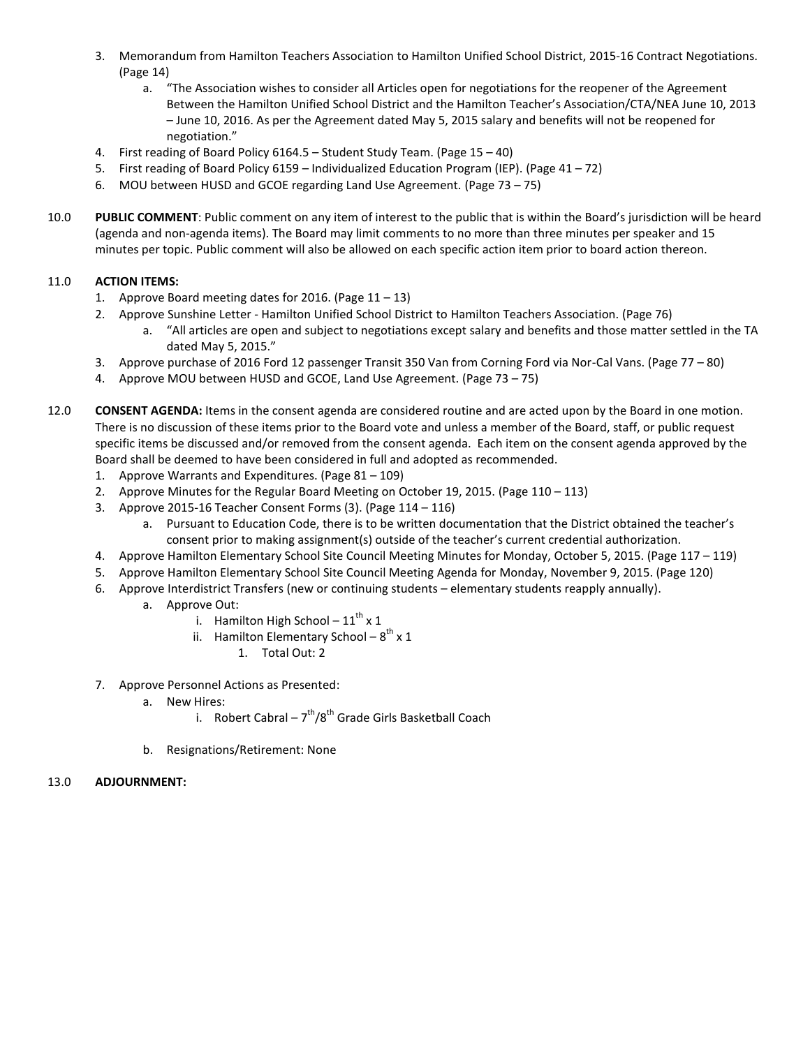3. Memorandum from Hamilton Teachers Association to Hamilton Unified School District, 2015-16 Contract Negotiations. (Page 14)
   a. "The Association wishes to consider all Articles open for negotiations for the reopener of the Agreement Between the Hamilton Unified School District and the Hamilton Teacher's Association/CTA/NEA June 10, 2013 – June 10, 2016. As per the Agreement dated May 5, 2015 salary and benefits will not be reopened for negotiation."
4. First reading of Board Policy 6164.5 – Student Study Team. (Page 15 – 40)
5. First reading of Board Policy 6159 – Individualized Education Program (IEP). (Page 41 – 72)
6. MOU between HUSD and GCOE regarding Land Use Agreement. (Page 73 – 75)

10.0 **PUBLIC COMMENT**: Public comment on any item of interest to the public that is within the Board's jurisdiction will be heard (agenda and non-agenda items). The Board may limit comments to no more than three minutes per speaker and 15 minutes per topic. Public comment will also be allowed on each specific action item prior to board action thereon.

11.0 **ACTION ITEMS:**

1. Approve Board meeting dates for 2016. (Page 11 – 13)
2. Approve Sunshine Letter - Hamilton Unified School District to Hamilton Teachers Association. (Page 76)
   a. "All articles are open and subject to negotiations except salary and benefits and those matter settled in the TA dated May 5, 2015."
3. Approve purchase of 2016 Ford 12 passenger Transit 350 Van from Corning Ford via Nor-Cal Vans. (Page 77 – 80)
4. Approve MOU between HUSD and GCOE, Land Use Agreement. (Page 73 – 75)

12.0 **CONSENT AGENDA:** Items in the consent agenda are considered routine and are acted upon by the Board in one motion. There is no discussion of these items prior to the Board vote and unless a member of the Board, staff, or public request specific items be discussed and/or removed from the consent agenda. Each item on the consent agenda approved by the Board shall be deemed to have been considered in full and adopted as recommended.

1. Approve Warrants and Expenditures. (Page 81 – 109)
2. Approve Minutes for the Regular Board Meeting on October 19, 2015. (Page 110 – 113)
3. Approve 2015-16 Teacher Consent Forms (3). (Page 114 – 116)
   a. Pursuant to Education Code, there is to be written documentation that the District obtained the teacher's consent prior to making assignment(s) outside of the teacher's current credential authorization.
4. Approve Hamilton Elementary School Site Council Meeting Minutes for Monday, October 5, 2015. (Page 117 – 119)
5. Approve Hamilton Elementary School Site Council Meeting Agenda for Monday, November 9, 2015. (Page 120)
6. Approve Interdistrict Transfers (new or continuing students – elementary students reapply annually).
   a. Approve Out:
      i. Hamilton High School – 11th x 1
      ii. Hamilton Elementary School – 8th x 1
         1. Total Out: 2
7. Approve Personnel Actions as Presented:
   a. New Hires:
      i. Robert Cabral – 7th/8th Grade Girls Basketball Coach
   b. Resignations/Retirement: None

13.0 **ADJOURNMENT:**